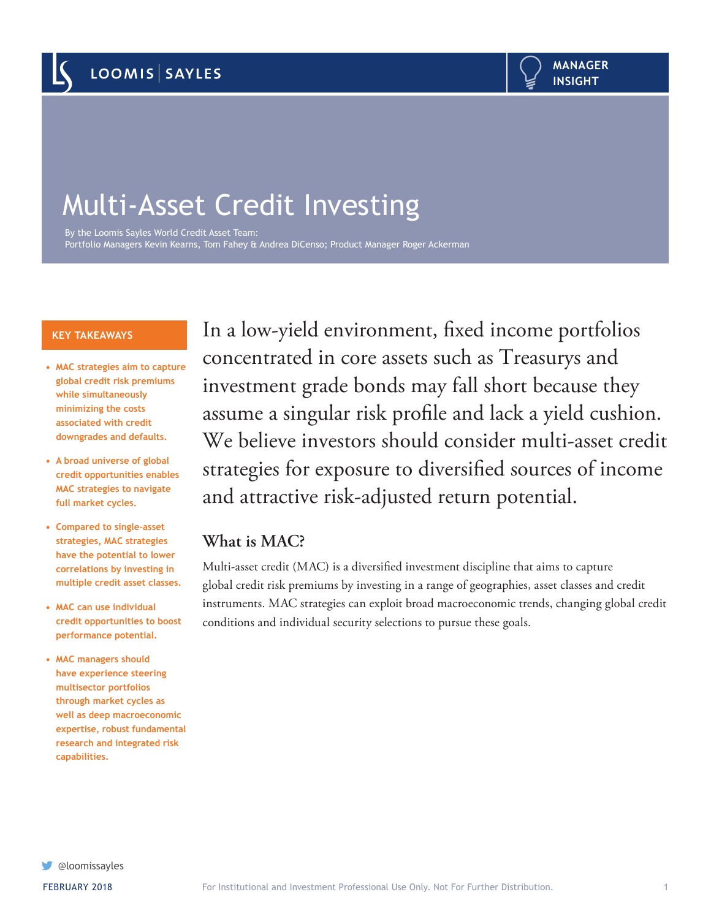LOOMIS | SAYLES

MANAGER INSIGHT

# Multi-Asset Credit Investing

By the Loomis Sayles World Credit Asset Team:
Portfolio Managers Kevin Kearns, Tom Fahey & Andrea DiCenso; Product Manager Roger Ackerman

**KEY TAKEAWAYS**

- **MAC strategies aim to capture global credit risk premiums while simultaneously minimizing the costs associated with credit downgrades and defaults.**
- **A broad universe of global credit opportunities enables MAC strategies to navigate full market cycles.**
- **Compared to single-asset strategies, MAC strategies have the potential to lower correlations by investing in multiple credit asset classes.**
- **MAC can use individual credit opportunities to boost performance potential.**
- **MAC managers should have experience steering multisector portfolios through market cycles as well as deep macroeconomic expertise, robust fundamental research and integrated risk capabilities.**

In a low-yield environment, fixed income portfolios concentrated in core assets such as Treasurys and investment grade bonds may fall short because they assume a singular risk profile and lack a yield cushion. We believe investors should consider multi-asset credit strategies for exposure to diversified sources of income and attractive risk-adjusted return potential.

## What is MAC?

Multi-asset credit (MAC) is a diversified investment discipline that aims to capture global credit risk premiums by investing in a range of geographies, asset classes and credit instruments. MAC strategies can exploit broad macroeconomic trends, changing global credit conditions and individual security selections to pursue these goals.

@loomissayles

FEBRUARY 2018

For Institutional and Investment Professional Use Only. Not For Further Distribution.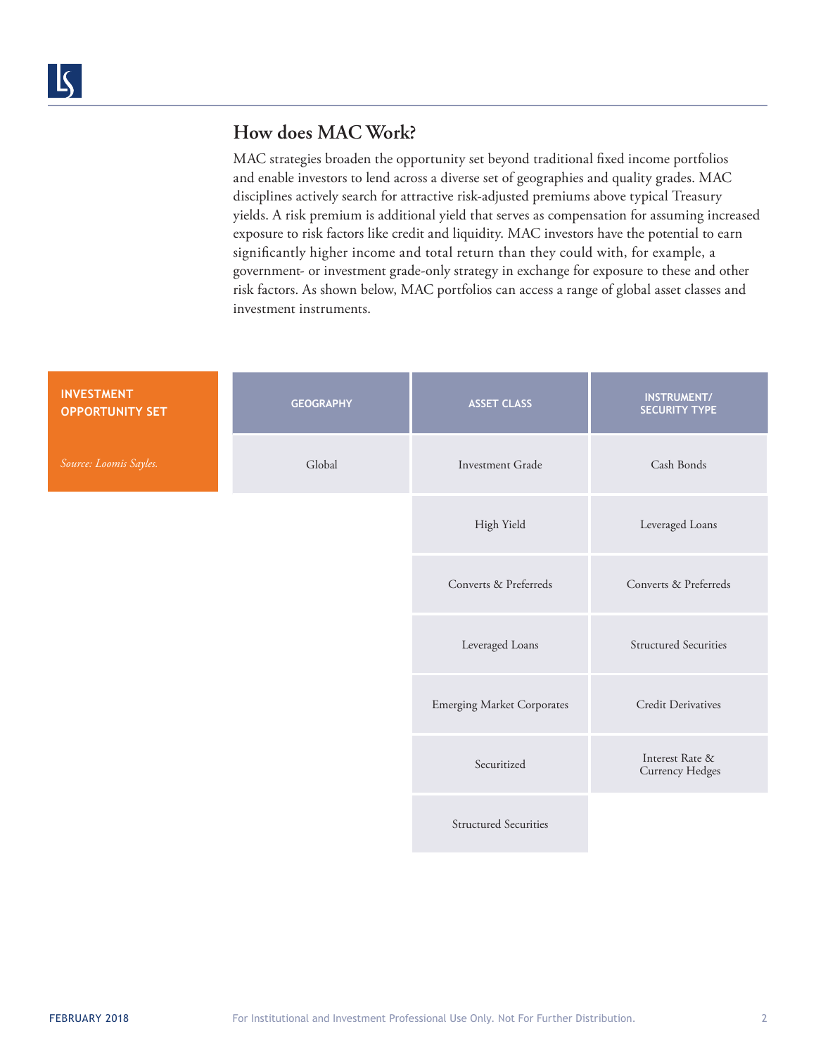## How does MAC Work?

MAC strategies broaden the opportunity set beyond traditional fixed income portfolios and enable investors to lend across a diverse set of geographies and quality grades. MAC disciplines actively search for attractive risk-adjusted premiums above typical Treasury yields. A risk premium is additional yield that serves as compensation for assuming increased exposure to risk factors like credit and liquidity. MAC investors have the potential to earn significantly higher income and total return than they could with, for example, a government- or investment grade-only strategy in exchange for exposure to these and other risk factors. As shown below, MAC portfolios can access a range of global asset classes and investment instruments.

**INVESTMENT OPPORTUNITY SET**

*Source: Loomis Sayles.*

| GEOGRAPHY | ASSET CLASS | INSTRUMENT/ SECURITY TYPE |
|---|---|---|
| Global | Investment Grade | Cash Bonds |
| | High Yield | Leveraged Loans |
| | Converts & Preferreds | Converts & Preferreds |
| | Leveraged Loans | Structured Securities |
| | Emerging Market Corporates | Credit Derivatives |
| | Securitized | Interest Rate & Currency Hedges |
| | Structured Securities | |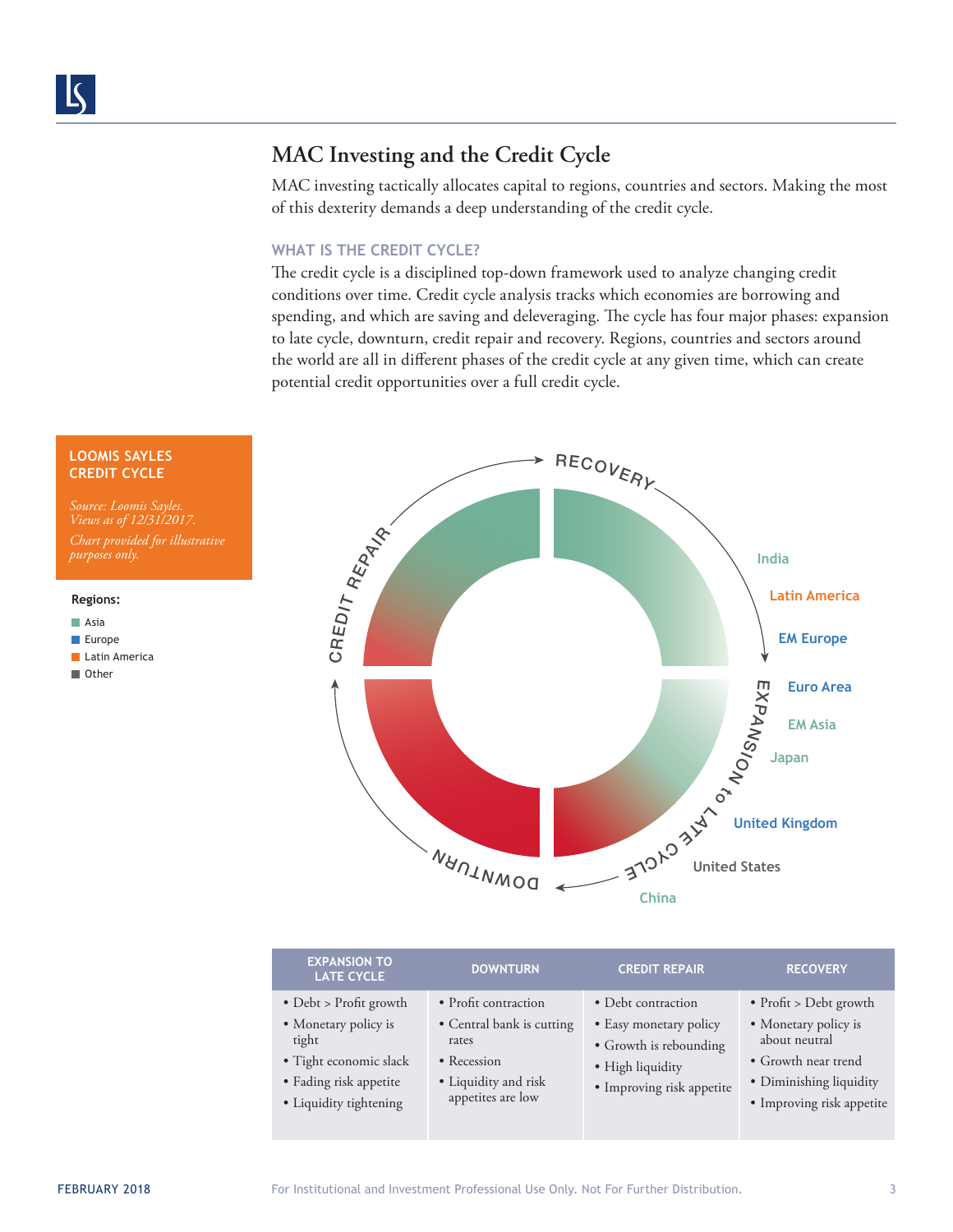# MAC Investing and the Credit Cycle

MAC investing tactically allocates capital to regions, countries and sectors. Making the most of this dexterity demands a deep understanding of the credit cycle.

## WHAT IS THE CREDIT CYCLE?

The credit cycle is a disciplined top-down framework used to analyze changing credit conditions over time. Credit cycle analysis tracks which economies are borrowing and spending, and which are saving and deleveraging. The cycle has four major phases: expansion to late cycle, downturn, credit repair and recovery. Regions, countries and sectors around the world are all in different phases of the credit cycle at any given time, which can create potential credit opportunities over a full credit cycle.

**LOOMIS SAYLES CREDIT CYCLE**

*Source: Loomis Sayles. Views as of 12/31/2017.*

*Chart provided for illustrative purposes only.*

**Regions:**

- Asia
- Europe
- Latin America
- Other

RECOVERY

- India
- Latin America
- EM Europe

EXPANSION to LATE CYCLE

- Euro Area
- EM Asia
- Japan
- United Kingdom
- United States
- China

DOWNTURN

CREDIT REPAIR

| EXPANSION TO LATE CYCLE | DOWNTURN | CREDIT REPAIR | RECOVERY |
|---|---|---|---|
| • Debt > Profit growth<br>• Monetary policy is tight<br>• Tight economic slack<br>• Fading risk appetite<br>• Liquidity tightening | • Profit contraction<br>• Central bank is cutting rates<br>• Recession<br>• Liquidity and risk appetites are low | • Debt contraction<br>• Easy monetary policy<br>• Growth is rebounding<br>• High liquidity<br>• Improving risk appetite | • Profit > Debt growth<br>• Monetary policy is about neutral<br>• Growth near trend<br>• Diminishing liquidity<br>• Improving risk appetite |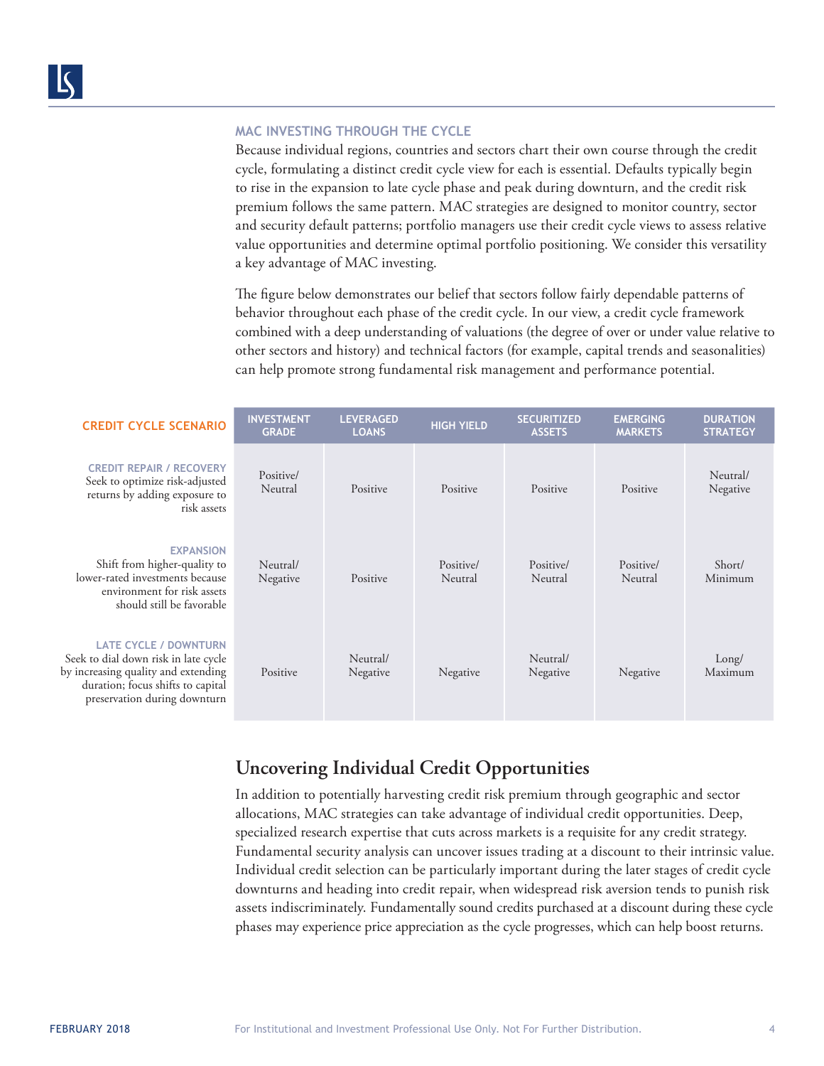### MAC INVESTING THROUGH THE CYCLE

Because individual regions, countries and sectors chart their own course through the credit cycle, formulating a distinct credit cycle view for each is essential. Defaults typically begin to rise in the expansion to late cycle phase and peak during downturn, and the credit risk premium follows the same pattern. MAC strategies are designed to monitor country, sector and security default patterns; portfolio managers use their credit cycle views to assess relative value opportunities and determine optimal portfolio positioning. We consider this versatility a key advantage of MAC investing.

The figure below demonstrates our belief that sectors follow fairly dependable patterns of behavior throughout each phase of the credit cycle. In our view, a credit cycle framework combined with a deep understanding of valuations (the degree of over or under value relative to other sectors and history) and technical factors (for example, capital trends and seasonalities) can help promote strong fundamental risk management and performance potential.

| CREDIT CYCLE SCENARIO | INVESTMENT GRADE | LEVERAGED LOANS | HIGH YIELD | SECURITIZED ASSETS | EMERGING MARKETS | DURATION STRATEGY |
|---|---|---|---|---|---|---|
| **CREDIT REPAIR / RECOVERY** Seek to optimize risk-adjusted returns by adding exposure to risk assets | Positive/ Neutral | Positive | Positive | Positive | Positive | Neutral/ Negative |
| **EXPANSION** Shift from higher-quality to lower-rated investments because environment for risk assets should still be favorable | Neutral/ Negative | Positive | Positive/ Neutral | Positive/ Neutral | Positive/ Neutral | Short/ Minimum |
| **LATE CYCLE / DOWNTURN** Seek to dial down risk in late cycle by increasing quality and extending duration; focus shifts to capital preservation during downturn | Positive | Neutral/ Negative | Negative | Neutral/ Negative | Negative | Long/ Maximum |

## Uncovering Individual Credit Opportunities

In addition to potentially harvesting credit risk premium through geographic and sector allocations, MAC strategies can take advantage of individual credit opportunities. Deep, specialized research expertise that cuts across markets is a requisite for any credit strategy. Fundamental security analysis can uncover issues trading at a discount to their intrinsic value. Individual credit selection can be particularly important during the later stages of credit cycle downturns and heading into credit repair, when widespread risk aversion tends to punish risk assets indiscriminately. Fundamentally sound credits purchased at a discount during these cycle phases may experience price appreciation as the cycle progresses, which can help boost returns.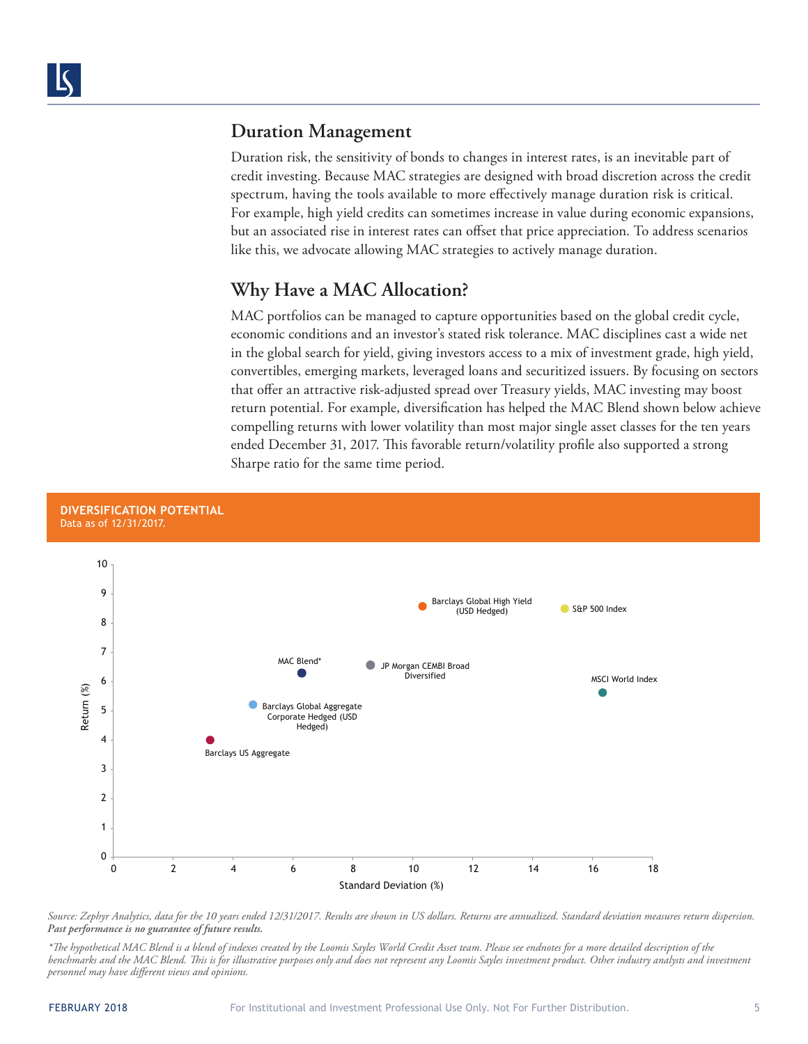## Duration Management

Duration risk, the sensitivity of bonds to changes in interest rates, is an inevitable part of credit investing. Because MAC strategies are designed with broad discretion across the credit spectrum, having the tools available to more effectively manage duration risk is critical. For example, high yield credits can sometimes increase in value during economic expansions, but an associated rise in interest rates can offset that price appreciation. To address scenarios like this, we advocate allowing MAC strategies to actively manage duration.

## Why Have a MAC Allocation?

MAC portfolios can be managed to capture opportunities based on the global credit cycle, economic conditions and an investor's stated risk tolerance. MAC disciplines cast a wide net in the global search for yield, giving investors access to a mix of investment grade, high yield, convertibles, emerging markets, leveraged loans and securitized issuers. By focusing on sectors that offer an attractive risk-adjusted spread over Treasury yields, MAC investing may boost return potential. For example, diversification has helped the MAC Blend shown below achieve compelling returns with lower volatility than most major single asset classes for the ten years ended December 31, 2017. This favorable return/volatility profile also supported a strong Sharpe ratio for the same time period.

**DIVERSIFICATION POTENTIAL**
Data as of 12/31/2017.

| Series | Standard Deviation (%) | Return (%) |
|---|---|---|
| Barclays US Aggregate | ~3.2 | ~4.0 |
| Barclays Global Aggregate Corporate Hedged (USD Hedged) | ~4.7 | ~5.2 |
| MAC Blend* | ~6.3 | ~6.3 |
| JP Morgan CEMBI Broad Diversified | ~8.6 | ~6.6 |
| Barclays Global High Yield (USD Hedged) | ~10.3 | ~8.6 |
| S&P 500 Index | ~15.1 | ~8.5 |
| MSCI World Index | ~16.3 | ~5.6 |

*Source: Zephyr Analytics, data for the 10 years ended 12/31/2017. Results are shown in US dollars. Returns are annualized. Standard deviation measures return dispersion.* ***Past performance is no guarantee of future results.***

*\*The hypothetical MAC Blend is a blend of indexes created by the Loomis Sayles World Credit Asset team. Please see endnotes for a more detailed description of the benchmarks and the MAC Blend. This is for illustrative purposes only and does not represent any Loomis Sayles investment product. Other industry analysts and investment personnel may have different views and opinions.*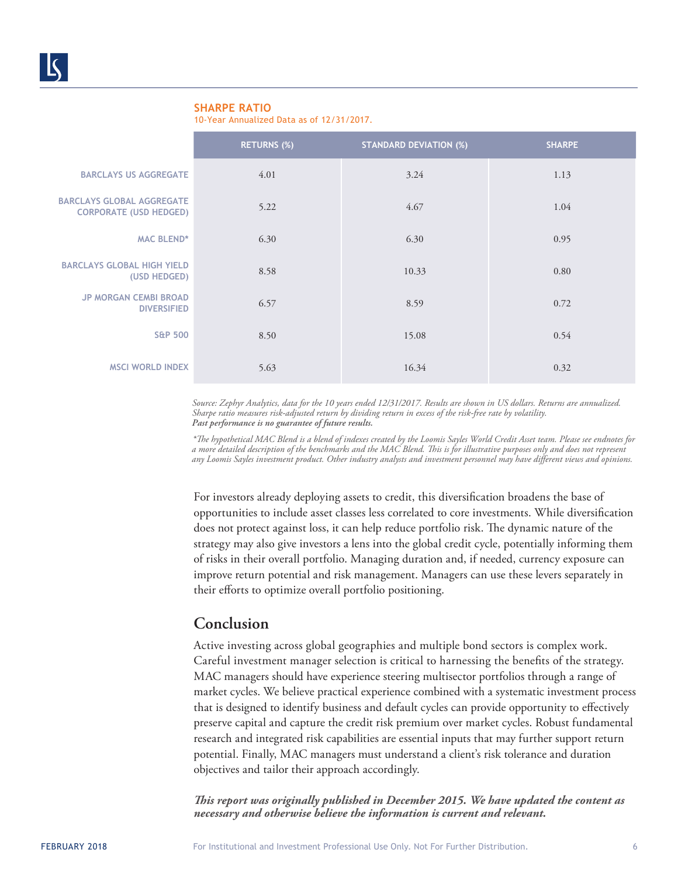**SHARPE RATIO**

10-Year Annualized Data as of 12/31/2017.

| | RETURNS (%) | STANDARD DEVIATION (%) | SHARPE |
|---|---|---|---|
| BARCLAYS US AGGREGATE | 4.01 | 3.24 | 1.13 |
| BARCLAYS GLOBAL AGGREGATE CORPORATE (USD HEDGED) | 5.22 | 4.67 | 1.04 |
| MAC BLEND* | 6.30 | 6.30 | 0.95 |
| BARCLAYS GLOBAL HIGH YIELD (USD HEDGED) | 8.58 | 10.33 | 0.80 |
| JP MORGAN CEMBI BROAD DIVERSIFIED | 6.57 | 8.59 | 0.72 |
| S&P 500 | 8.50 | 15.08 | 0.54 |
| MSCI WORLD INDEX | 5.63 | 16.34 | 0.32 |

*Source: Zephyr Analytics, data for the 10 years ended 12/31/2017. Results are shown in US dollars. Returns are annualized. Sharpe ratio measures risk-adjusted return by dividing return in excess of the risk-free rate by volatility.*
***Past performance is no guarantee of future results.***

*\*The hypothetical MAC Blend is a blend of indexes created by the Loomis Sayles World Credit Asset team. Please see endnotes for a more detailed description of the benchmarks and the MAC Blend. This is for illustrative purposes only and does not represent any Loomis Sayles investment product. Other industry analysts and investment personnel may have different views and opinions.*

For investors already deploying assets to credit, this diversification broadens the base of opportunities to include asset classes less correlated to core investments. While diversification does not protect against loss, it can help reduce portfolio risk. The dynamic nature of the strategy may also give investors a lens into the global credit cycle, potentially informing them of risks in their overall portfolio. Managing duration and, if needed, currency exposure can improve return potential and risk management. Managers can use these levers separately in their efforts to optimize overall portfolio positioning.

## Conclusion

Active investing across global geographies and multiple bond sectors is complex work. Careful investment manager selection is critical to harnessing the benefits of the strategy. MAC managers should have experience steering multisector portfolios through a range of market cycles. We believe practical experience combined with a systematic investment process that is designed to identify business and default cycles can provide opportunity to effectively preserve capital and capture the credit risk premium over market cycles. Robust fundamental research and integrated risk capabilities are essential inputs that may further support return potential. Finally, MAC managers must understand a client's risk tolerance and duration objectives and tailor their approach accordingly.

***This report was originally published in December 2015. We have updated the content as necessary and otherwise believe the information is current and relevant.***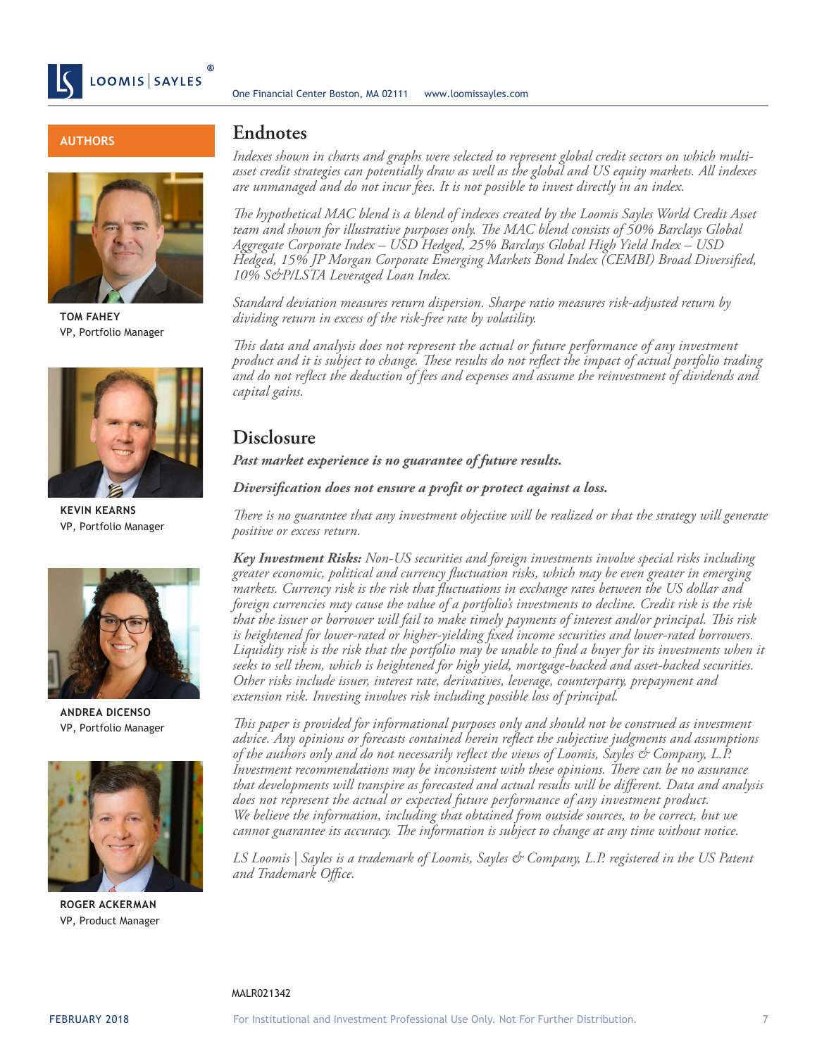## AUTHORS

**TOM FAHEY**
VP, Portfolio Manager

**KEVIN KEARNS**
VP, Portfolio Manager

**ANDREA DICENSO**
VP, Portfolio Manager

**ROGER ACKERMAN**
VP, Product Manager

## Endnotes

*Indexes shown in charts and graphs were selected to represent global credit sectors on which multi-asset credit strategies can potentially draw as well as the global and US equity markets. All indexes are unmanaged and do not incur fees. It is not possible to invest directly in an index.*

*The hypothetical MAC blend is a blend of indexes created by the Loomis Sayles World Credit Asset team and shown for illustrative purposes only. The MAC blend consists of 50% Barclays Global Aggregate Corporate Index – USD Hedged, 25% Barclays Global High Yield Index – USD Hedged, 15% JP Morgan Corporate Emerging Markets Bond Index (CEMBI) Broad Diversified, 10% S&P/LSTA Leveraged Loan Index.*

*Standard deviation measures return dispersion. Sharpe ratio measures risk-adjusted return by dividing return in excess of the risk-free rate by volatility.*

*This data and analysis does not represent the actual or future performance of any investment product and it is subject to change. These results do not reflect the impact of actual portfolio trading and do not reflect the deduction of fees and expenses and assume the reinvestment of dividends and capital gains.*

## Disclosure

***Past market experience is no guarantee of future results.***

***Diversification does not ensure a profit or protect against a loss.***

*There is no guarantee that any investment objective will be realized or that the strategy will generate positive or excess return.*

***Key Investment Risks:*** *Non-US securities and foreign investments involve special risks including greater economic, political and currency fluctuation risks, which may be even greater in emerging markets. Currency risk is the risk that fluctuations in exchange rates between the US dollar and foreign currencies may cause the value of a portfolio's investments to decline. Credit risk is the risk that the issuer or borrower will fail to make timely payments of interest and/or principal. This risk is heightened for lower-rated or higher-yielding fixed income securities and lower-rated borrowers. Liquidity risk is the risk that the portfolio may be unable to find a buyer for its investments when it seeks to sell them, which is heightened for high yield, mortgage-backed and asset-backed securities. Other risks include issuer, interest rate, derivatives, leverage, counterparty, prepayment and extension risk. Investing involves risk including possible loss of principal.*

*This paper is provided for informational purposes only and should not be construed as investment advice. Any opinions or forecasts contained herein reflect the subjective judgments and assumptions of the authors only and do not necessarily reflect the views of Loomis, Sayles & Company, L.P. Investment recommendations may be inconsistent with these opinions. There can be no assurance that developments will transpire as forecasted and actual results will be different. Data and analysis does not represent the actual or expected future performance of any investment product. We believe the information, including that obtained from outside sources, to be correct, but we cannot guarantee its accuracy. The information is subject to change at any time without notice.*

*LS Loomis | Sayles is a trademark of Loomis, Sayles & Company, L.P. registered in the US Patent and Trademark Office.*

MALR021342